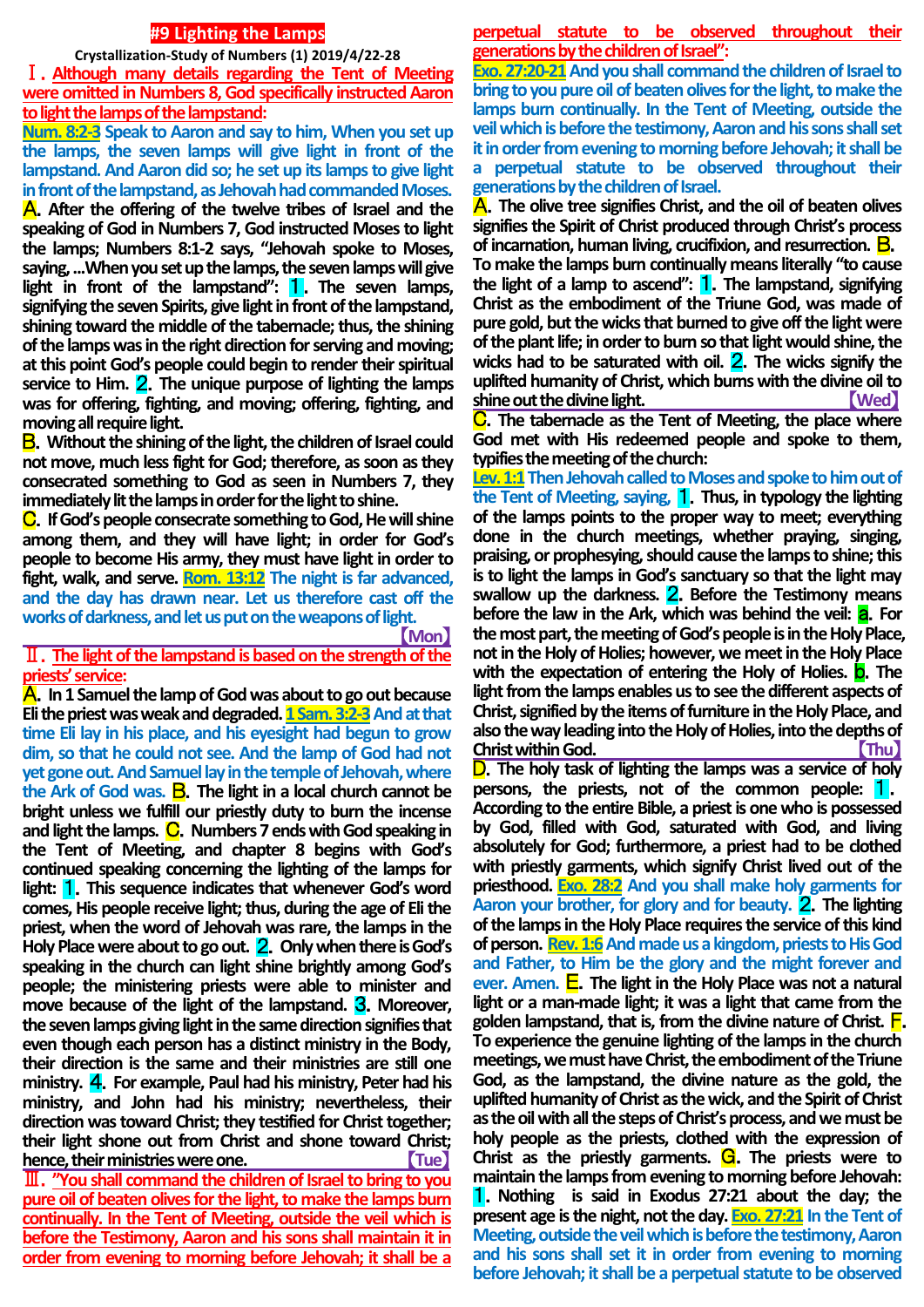# #9 Lighting the Lamps

**Crystallization-Study of Numbers (1) 2019/4/22-28**

## Ⅰ. Although many details regarding the Tent of Meeting were omitted in Numbers 8, God specifically instructed Aaron to light the lamps of the lampstand:

**Num. 8:2-3** Speak to Aaron and say to him, When you set up the lamps, the seven lamps will give light in front of the lampstand. And Aaron did so; he set up its lamps to give light in front of the lampstand, as Jehovah had commanded Moses.

**A.** After the offering of the twelve tribes of Israel and the speaking of God in Numbers 7, God instructed Moses to light the lamps; Numbers 8:1-2 says, "Jehovah spoke to Moses, saying, ...When you set up the lamps, the seven lamps will give light in front of the lampstand": **1.** The seven lamps, signifying the seven Spirits, give light in front of the lampstand, shining toward the middle of the tabernacle; thus, the shining of the lamps was in the right direction for serving and moving; at this point God's people could begin to render their spiritual service to Him. **2.** The unique purpose of lighting the lamps was for offering, fighting, and moving; offering, fighting, and moving all require light.

**B.** Without the shining of the light, the children of Israel could not move, much less fight for God; therefore, as soon as they consecrated something to God as seen in Numbers 7, they immediately lit the lamps in order for the light to shine.

**C.** If God's people consecrate something to God, He will shine among them, and they will have light; in order for God's people to become His army, they must have light in order to fight, walk, and serve. **Rom. 13:12** The night is far advanced, and the day has drawn near. Let us therefore cast off the works of darkness, and let us put on the weapons of light.

【Mon】

## Ⅱ. The light of the lampstand is based on the strength of the priests' service:

**A.** In 1 Samuel the lamp of God was about to go out because Eli the priest was weak and degraded. **1 Sam. 3:2-3** And at that time Eli lay in his place, and his eyesight had begun to grow dim, so that he could not see. And the lamp of God had not yet gone out. And Samuel lay in the temple of Jehovah, where the Ark of God was. **B.** The light in a local church cannot be bright unless we fulfill our priestly duty to burn the incense and light the lamps. **C.** Numbers 7 ends with God speaking in the Tent of Meeting, and chapter 8 begins with God's continued speaking concerning the lighting of the lamps for light: **1.** This sequence indicates that whenever God's word comes, His people receive light; thus, during the age of Eli the priest, when the word of Jehovah was rare, the lamps in the Holy Place were about to go out. **2.** Only when there is God's speaking in the church can light shine brightly among God's people; the ministering priests were able to minister and move because of the light of the lampstand. **3.** Moreover, the seven lamps giving light in the same direction signifies that even though each person has a distinct ministry in the Body, their direction is the same and their ministries are still one ministry. **4.** For example, Paul had his ministry, Peter had his ministry, and John had his ministry; nevertheless, their direction was toward Christ; they testified for Christ together; their light shone out from Christ and shone toward Christ; hence, their ministries were one.

【Tue】

## Ⅲ. "You shall command the children of Israel to bring to you pure oil of beaten olives for the light, to make the lamps burn continually. In the Tent of Meeting, outside the veil which is before the Testimony, Aaron and his sons shall maintain it in order from evening to morning before Jehovah; it shall be a perpetual statute to be observed throughout their generations by the children of Israel":

**Exo. 27:20-21** And you shall command the children of Israel to bring to you pure oil of beaten olives for the light, to make the lamps burn continually. In the Tent of Meeting, outside the veil which is before the testimony, Aaron and his sons shall set it in order from evening to morning before Jehovah; it shall be a perpetual statute to be observed throughout their generations by the children of Israel.

**A.** The olive tree signifies Christ, and the oil of beaten olives signifies the Spirit of Christ produced through Christ's process of incarnation, human living, crucifixion, and resurrection. **B.** To make the lamps burn continually means literally "to cause the light of a lamp to ascend": **1.** The lampstand, signifying Christ as the embodiment of the Triune God, was made of pure gold, but the wicks that burned to give off the light were of the plant life; in order to burn so that light would shine, the wicks had to be saturated with oil. **2.** The wicks signify the uplifted humanity of Christ, which burns with the divine oil to shine out the divine light.

【Wed】

**C.** The tabernacle as the Tent of Meeting, the place where God met with His redeemed people and spoke to them, typifies the meeting of the church:

**Lev. 1:1** Then Jehovah called to Moses and spoke to him out of the Tent of Meeting, saying, **1.** Thus, in typology the lighting of the lamps points to the proper way to meet; everything done in the church meetings, whether praying, singing, praising, or prophesying, should cause the lamps to shine; this is to light the lamps in God's sanctuary so that the light may swallow up the darkness. **2.** Before the Testimony means before the law in the Ark, which was behind the veil: **a.** For the most part, the meeting of God's people is in the Holy Place, not in the Holy of Holies; however, we meet in the Holy Place with the expectation of entering the Holy of Holies. **b.** The light from the lamps enables us to see the different aspects of Christ, signified by the items of furniture in the Holy Place, and also the way leading into the Holy of Holies, into the depths of Christ within God.

【Thu】

**D.** The holy task of lighting the lamps was a service of holy persons, the priests, not of the common people: **1.** According to the entire Bible, a priest is one who is possessed by God, filled with God, saturated with God, and living absolutely for God; furthermore, a priest had to be clothed with priestly garments, which signify Christ lived out of the priesthood. **Exo. 28:2** And you shall make holy garments for Aaron your brother, for glory and for beauty. **2.** The lighting of the lamps in the Holy Place requires the service of this kind of person. **Rev. 1:6** And made us a kingdom, priests to His God and Father, to Him be the glory and the might forever and ever. Amen. **E.** The light in the Holy Place was not a natural light or a man-made light; it was a light that came from the golden lampstand, that is, from the divine nature of Christ. **F.** To experience the genuine lighting of the lamps in the church meetings, we must have Christ, the embodiment of the Triune God, as the lampstand, the divine nature as the gold, the uplifted humanity of Christ as the wick, and the Spirit of Christ as the oil with all the steps of Christ's process, and we must be holy people as the priests, clothed with the expression of Christ as the priestly garments. **G.** The priests were to maintain the lamps from evening to morning before Jehovah: **1.** Nothing is said in Exodus 27:21 about the day; the present age is the night, not the day. **Exo. 27:21** In the Tent of Meeting, outside the veil which is before the testimony, Aaron and his sons shall set it in order from evening to morning before Jehovah; it shall be a perpetual statute to be observed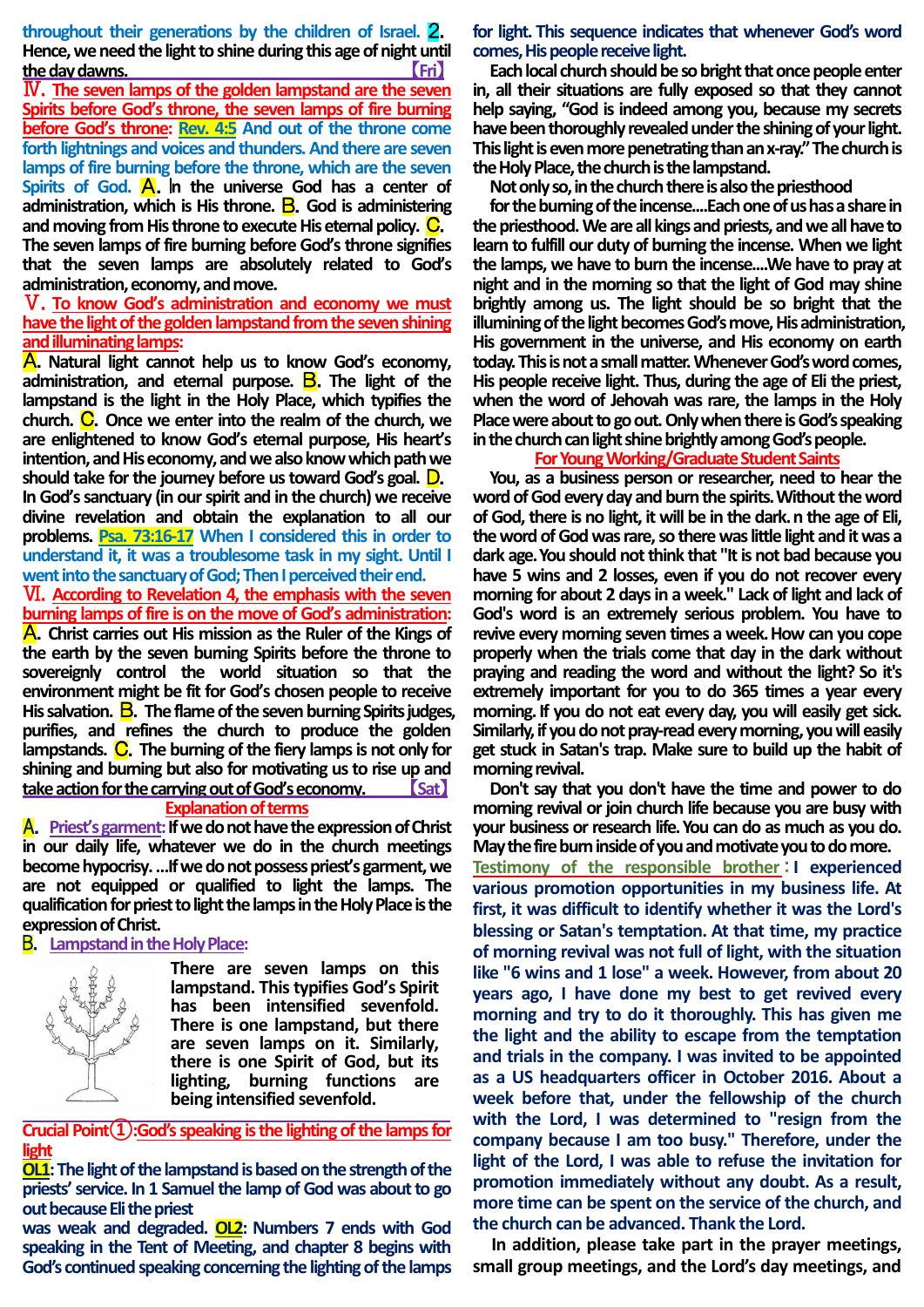throughout their generations by the children of Israel. **2.** Hence, we need the light to shine during this age of night until the day dawns. 【Fri】

**Ⅳ. The seven lamps of the golden lampstand are the seven Spirits before God's throne, the seven lamps of fire burning before God's throne:** **Rev. 4:5** And out of the throne come forth lightnings and voices and thunders. And there are seven lamps of fire burning before the throne, which are the seven Spirits of God. **A.** In the universe God has a center of administration, which is His throne. **B.** God is administering and moving from His throne to execute His eternal policy. **C.** The seven lamps of fire burning before God's throne signifies that the seven lamps are absolutely related to God's administration, economy, and move.

**Ⅴ. To know God's administration and economy we must have the light of the golden lampstand from the seven shining and illuminating lamps:**

**A.** Natural light cannot help us to know God's economy, administration, and eternal purpose. **B.** The light of the lampstand is the light in the Holy Place, which typifies the church. **C.** Once we enter into the realm of the church, we are enlightened to know God's eternal purpose, His heart's intention, and His economy, and we also know which path we should take for the journey before us toward God's goal. **D.** In God's sanctuary (in our spirit and in the church) we receive divine revelation and obtain the explanation to all our problems. **Psa. 73:16-17** When I considered this in order to understand it, it was a troublesome task in my sight. Until I went into the sanctuary of God; Then I perceived their end.

**Ⅵ. According to Revelation 4, the emphasis with the seven burning lamps of fire is on the move of God's administration:**

**A.** Christ carries out His mission as the Ruler of the Kings of the earth by the seven burning Spirits before the throne to sovereignly control the world situation so that the environment might be fit for God's chosen people to receive His salvation. **B.** The flame of the seven burning Spirits judges, purifies, and refines the church to produce the golden lampstands. **C.** The burning of the fiery lamps is not only for shining and burning but also for motivating us to rise up and take action for the carrying out of God's economy. 【Sat】

## Explanation of terms

**A. Priest's garment:** If we do not have the expression of Christ in our daily life, whatever we do in the church meetings become hypocrisy. ...If we do not possess priest's garment, we are not equipped or qualified to light the lamps. The qualification for priest to light the lamps in the Holy Place is the expression of Christ.

**B. Lampstand in the Holy Place:**

There are seven lamps on this lampstand. This typifies God's Spirit has been intensified sevenfold. There is one lampstand, but there are seven lamps on it. Similarly, there is one Spirit of God, but its lighting, burning functions are being intensified sevenfold.

## Crucial Point①: God's speaking is the lighting of the lamps for light

**OL1:** The light of the lampstand is based on the strength of the priests' service. In 1 Samuel the lamp of God was about to go out because Eli the priest was weak and degraded. **OL2:** Numbers 7 ends with God speaking in the Tent of Meeting, and chapter 8 begins with God's continued speaking concerning the lighting of the lamps for light. This sequence indicates that whenever God's word comes, His people receive light.

Each local church should be so bright that once people enter in, all their situations are fully exposed so that they cannot help saying, "God is indeed among you, because my secrets have been thoroughly revealed under the shining of your light. This light is even more penetrating than an x-ray." The church is the Holy Place, the church is the lampstand.

Not only so, in the church there is also the priesthood for the burning of the incense....Each one of us has a share in the priesthood. We are all kings and priests, and we all have to learn to fulfill our duty of burning the incense. When we light the lamps, we have to burn the incense....We have to pray at night and in the morning so that the light of God may shine brightly among us. The light should be so bright that the illuminating of the light becomes God's move, His administration, His government in the universe, and His economy on earth today. This is not a small matter. Whenever God's word comes, His people receive light. Thus, during the age of Eli the priest, when the word of Jehovah was rare, the lamps in the Holy Place were about to go out. Only when there is God's speaking in the church can light shine brightly among God's people.

## For Young Working/Graduate Student Saints

You, as a business person or researcher, need to hear the word of God every day and burn the spirits. Without the word of God, there is no light, it will be in the dark. n the age of Eli, the word of God was rare, so there was little light and it was a dark age. You should not think that "It is not bad because you have 5 wins and 2 losses, even if you do not recover every morning for about 2 days in a week." Lack of light and lack of God's word is an extremely serious problem. You have to revive every morning seven times a week. How can you cope properly when the trials come that day in the dark without praying and reading the word and without the light? So it's extremely important for you to do 365 times a year every morning. If you do not eat every day, you will easily get sick. Similarly, if you do not pray-read every morning, you will easily get stuck in Satan's trap. Make sure to build up the habit of morning revival.

Don't say that you don't have the time and power to do morning revival or join church life because you are busy with your business or research life. You can do as much as you do. May the fire burn inside of you and motivate you to do more.

**Testimony of the responsible brother:** I experienced various promotion opportunities in my business life. At first, it was difficult to identify whether it was the Lord's blessing or Satan's temptation. At that time, my practice of morning revival was not full of light, with the situation like "6 wins and 1 lose" a week. However, from about 20 years ago, I have done my best to get revived every morning and try to do it thoroughly. This has given me the light and the ability to escape from the temptation and trials in the company. I was invited to be appointed as a US headquarters officer in October 2016. About a week before that, under the fellowship of the church with the Lord, I was determined to "resign from the company because I am too busy." Therefore, under the light of the Lord, I was able to refuse the invitation for promotion immediately without any doubt. As a result, more time can be spent on the service of the church, and the church can be advanced. Thank the Lord.

In addition, please take part in the prayer meetings, small group meetings, and the Lord's day meetings, and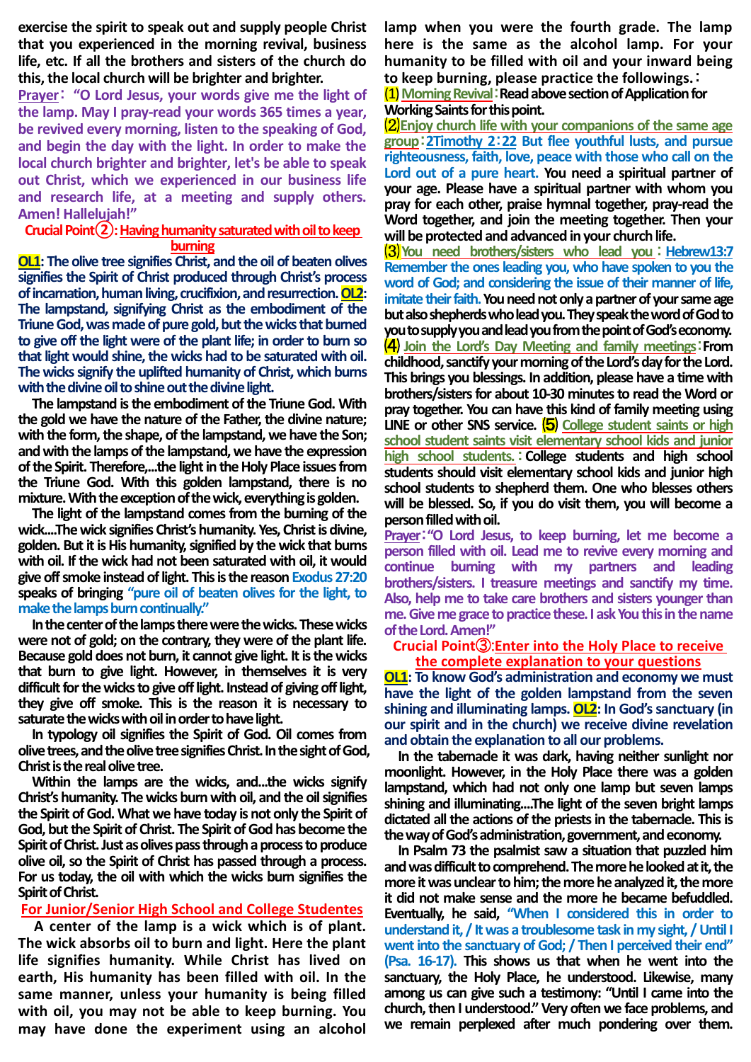exercise the spirit to speak out and supply people Christ that you experienced in the morning revival, business life, etc. If all the brothers and sisters of the church do this, the local church will be brighter and brighter.

**Prayer**: "O Lord Jesus, your words give me the light of the lamp. May I pray-read your words 365 times a year, be revived every morning, listen to the speaking of God, and begin the day with the light. In order to make the local church brighter and brighter, let's be able to speak out Christ, which we experienced in our business life and research life, at a meeting and supply others. Amen! Hallelujah!"

## Crucial Point②: Having humanity saturated with oil to keep burning

**OL1: The olive tree signifies Christ, and the oil of beaten olives signifies the Spirit of Christ produced through Christ's process of incarnation, human living, crucifixion, and resurrection. OL2: The lampstand, signifying Christ as the embodiment of the Triune God, was made of pure gold, but the wicks that burned to give off the light were of the plant life; in order to burn so that light would shine, the wicks had to be saturated with oil. The wicks signify the uplifted humanity of Christ, which burns with the divine oil to shine out the divine light.**

The lampstand is the embodiment of the Triune God. With the gold we have the nature of the Father, the divine nature; with the form, the shape, of the lampstand, we have the Son; and with the lamps of the lampstand, we have the expression of the Spirit. Therefore,...the light in the Holy Place issues from the Triune God. With this golden lampstand, there is no mixture. With the exception of the wick, everything is golden.

The light of the lampstand comes from the burning of the wick....The wick signifies Christ's humanity. Yes, Christ is divine, golden. But it is His humanity, signified by the wick that burns with oil. If the wick had not been saturated with oil, it would give off smoke instead of light. This is the reason Exodus 27:20 speaks of bringing "pure oil of beaten olives for the light, to make the lamps burn continually."

In the center of the lamps there were the wicks. These wicks were not of gold; on the contrary, they were of the plant life. Because gold does not burn, it cannot give light. It is the wicks that burn to give light. However, in themselves it is very difficult for the wicks to give off light. Instead of giving off light, they give off smoke. This is the reason it is necessary to saturate the wicks with oil in order to have light.

In typology oil signifies the Spirit of God. Oil comes from olive trees, and the olive tree signifies Christ. In the sight of God, Christ is the real olive tree.

Within the lamps are the wicks, and...the wicks signify Christ's humanity. The wicks burn with oil, and the oil signifies the Spirit of God. What we have today is not only the Spirit of God, but the Spirit of Christ. The Spirit of God has become the Spirit of Christ. Just as olives pass through a process to produce olive oil, so the Spirit of Christ has passed through a process. For us today, the oil with which the wicks burn signifies the Spirit of Christ.

### For Junior/Senior High School and College Studentes

A center of the lamp is a wick which is of plant. The wick absorbs oil to burn and light. Here the plant life signifies humanity. While Christ has lived on earth, His humanity has been filled with oil. In the same manner, unless your humanity is being filled with oil, you may not be able to keep burning. You may have done the experiment using an alcohol lamp when you were the fourth grade. The lamp here is the same as the alcohol lamp. For your humanity to be filled with oil and your inward being to keep burning, please practice the followings.:

(1) **Morning Revival**: Read above section of Application for Working Saints for this point.

(2) **Enjoy church life with your companions of the same age group**: **2Timothy 2:22 But flee youthful lusts, and pursue righteousness, faith, love, peace with those who call on the Lord out of a pure heart.** You need a spiritual partner of your age. Please have a spiritual partner with whom you pray for each other, praise hymnal together, pray-read the Word together, and join the meeting together. Then your will be protected and advanced in your church life.

(3) **You need brothers/sisters who lead you**: **Hebrew13:7 Remember the ones leading you, who have spoken to you the word of God; and considering the issue of their manner of life, imitate their faith.** You need not only a partner of your same age but also shepherds who lead you. They speak the word of God to you to supply you and lead you from the point of God's economy.

(4) **Join the Lord's Day Meeting and family meetings**: From childhood, sanctify your morning of the Lord's day for the Lord. This brings you blessings. In addition, please have a time with brothers/sisters for about 10-30 minutes to read the Word or pray together. You can have this kind of family meeting using LINE or other SNS service. (5) **College student saints or high school student saints visit elementary school kids and junior high school students.**: College students and high school students should visit elementary school kids and junior high school students to shepherd them. One who blesses others will be blessed. So, if you do visit them, you will become a person filled with oil.

**Prayer**: "O Lord Jesus, to keep burning, let me become a person filled with oil. Lead me to revive every morning and continue burning with my partners and leading brothers/sisters. I treasure meetings and sanctify my time. Also, help me to take care brothers and sisters younger than me. Give me grace to practice these. I ask You this in the name of the Lord. Amen!"

## Crucial Point③: Enter into the Holy Place to receive the complete explanation to your questions

**OL1: To know God's administration and economy we must have the light of the golden lampstand from the seven shining and illuminating lamps. OL2: In God's sanctuary (in our spirit and in the church) we receive divine revelation and obtain the explanation to all our problems.**

In the tabernacle it was dark, having neither sunlight nor moonlight. However, in the Holy Place there was a golden lampstand, which had not only one lamp but seven lamps shining and illuminating....The light of the seven bright lamps dictated all the actions of the priests in the tabernacle. This is the way of God's administration, government, and economy.

In Psalm 73 the psalmist saw a situation that puzzled him and was difficult to comprehend. The more he looked at it, the more it was unclear to him; the more he analyzed it, the more it did not make sense and the more he became befuddled. Eventually, he said, "When I considered this in order to understand it, / It was a troublesome task in my sight, / Until I went into the sanctuary of God; / Then I perceived their end" (Psa. 16-17). This shows us that when he went into the sanctuary, the Holy Place, he understood. Likewise, many among us can give such a testimony: "Until I came into the church, then I understood." Very often we face problems, and we remain perplexed after much pondering over them.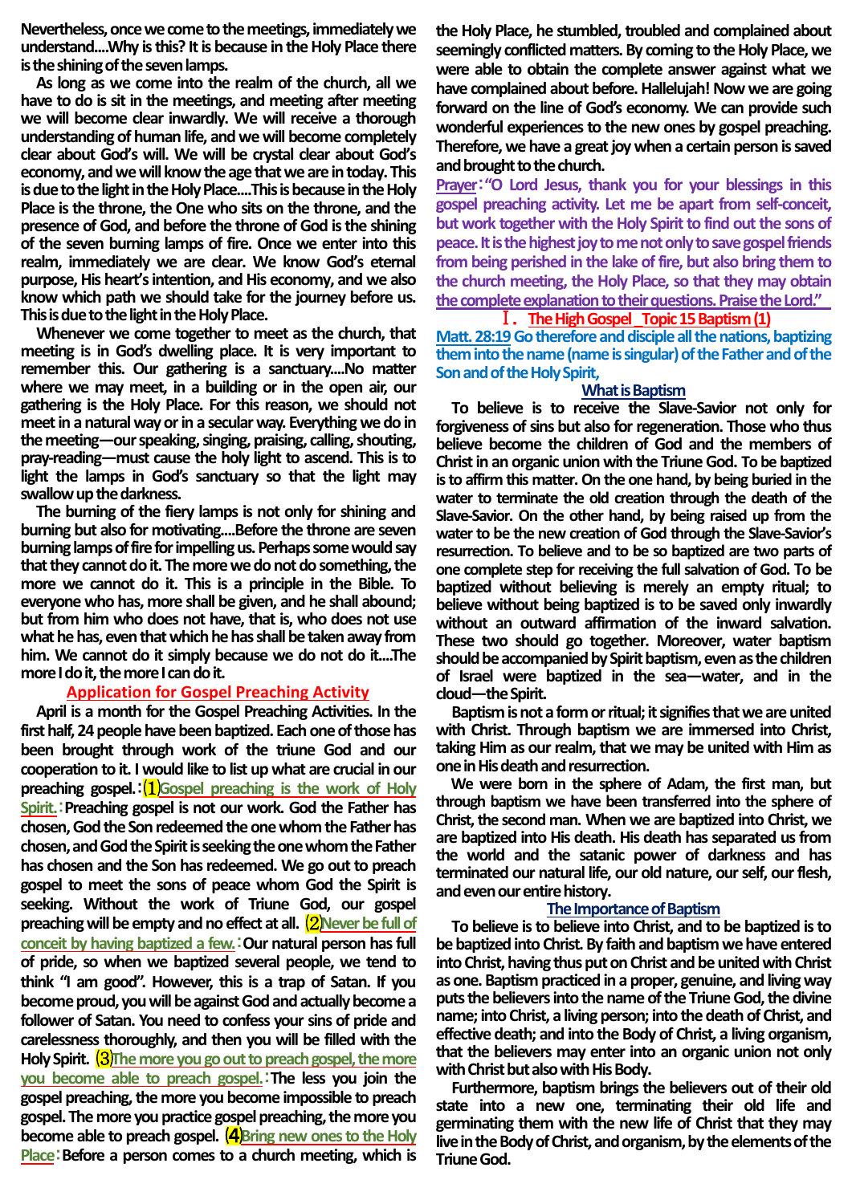Nevertheless, once we come to the meetings, immediately we understand....Why is this? It is because in the Holy Place there is the shining of the seven lamps.

As long as we come into the realm of the church, all we have to do is sit in the meetings, and meeting after meeting we will become clear inwardly. We will receive a thorough understanding of human life, and we will become completely clear about God's will. We will be crystal clear about God's economy, and we will know the age that we are in today. This is due to the light in the Holy Place....This is because in the Holy Place is the throne, the One who sits on the throne, and the presence of God, and before the throne of God is the shining of the seven burning lamps of fire. Once we enter into this realm, immediately we are clear. We know God's eternal purpose, His heart's intention, and His economy, and we also know which path we should take for the journey before us. This is due to the light in the Holy Place.

Whenever we come together to meet as the church, that meeting is in God's dwelling place. It is very important to remember this. Our gathering is a sanctuary....No matter where we may meet, in a building or in the open air, our gathering is the Holy Place. For this reason, we should not meet in a natural way or in a secular way. Everything we do in the meeting—our speaking, singing, praising, calling, shouting, pray-reading—must cause the holy light to ascend. This is to light the lamps in God's sanctuary so that the light may swallow up the darkness.

The burning of the fiery lamps is not only for shining and burning but also for motivating....Before the throne are seven burning lamps of fire for impelling us. Perhaps some would say that they cannot do it. The more we do not do something, the more we cannot do it. This is a principle in the Bible. To everyone who has, more shall be given, and he shall abound; but from him who does not have, that is, who does not use what he has, even that which he has shall be taken away from him. We cannot do it simply because we do not do it....The more I do it, the more I can do it.

## Application for Gospel Preaching Activity

April is a month for the Gospel Preaching Activities. In the first half, 24 people have been baptized. Each one of those has been brought through work of the triune God and our cooperation to it. I would like to list up what are crucial in our preaching gospel.：(1)Gospel preaching is the work of Holy Spirit.：Preaching gospel is not our work. God the Father has chosen, God the Son redeemed the one whom the Father has chosen, and God the Spirit is seeking the one whom the Father has chosen and the Son has redeemed. We go out to preach gospel to meet the sons of peace whom God the Spirit is seeking. Without the work of Triune God, our gospel preaching will be empty and no effect at all. (2)Never be full of conceit by having baptized a few.：Our natural person has full of pride, so when we baptized several people, we tend to think "I am good". However, this is a trap of Satan. If you become proud, you will be against God and actually become a follower of Satan. You need to confess your sins of pride and carelessness thoroughly, and then you will be filled with the Holy Spirit. (3)The more you go out to preach gospel, the more you become able to preach gospel.：The less you join the gospel preaching, the more you become impossible to preach gospel. The more you practice gospel preaching, the more you become able to preach gospel. (4)Bring new ones to the Holy Place：Before a person comes to a church meeting, which is the Holy Place, he stumbled, troubled and complained about seemingly conflicted matters. By coming to the Holy Place, we were able to obtain the complete answer against what we have complained about before. Hallelujah! Now we are going forward on the line of God's economy. We can provide such wonderful experiences to the new ones by gospel preaching. Therefore, we have a great joy when a certain person is saved and brought to the church.

**Prayer**："O Lord Jesus, thank you for your blessings in this gospel preaching activity. Let me be apart from self-conceit, but work together with the Holy Spirit to find out the sons of peace. It is the highest joy to me not only to save gospel friends from being perished in the lake of fire, but also bring them to the church meeting, the Holy Place, so that they may obtain the complete explanation to their questions. Praise the Lord."

## Ⅰ. The High Gospel Topic 15 Baptism (1)

**Matt. 28:19** Go therefore and disciple all the nations, baptizing them into the name (name is singular) of the Father and of the Son and of the Holy Spirit,

### What is Baptism

To believe is to receive the Slave-Savior not only for forgiveness of sins but also for regeneration. Those who thus believe become the children of God and the members of Christ in an organic union with the Triune God. To be baptized is to affirm this matter. On the one hand, by being buried in the water to terminate the old creation through the death of the Slave-Savior. On the other hand, by being raised up from the water to be the new creation of God through the Slave-Savior's resurrection. To believe and to be so baptized are two parts of one complete step for receiving the full salvation of God. To be baptized without believing is merely an empty ritual; to believe without being baptized is to be saved only inwardly without an outward affirmation of the inward salvation. These two should go together. Moreover, water baptism should be accompanied by Spirit baptism, even as the children of Israel were baptized in the sea—water, and in the cloud—the Spirit.

Baptism is not a form or ritual; it signifies that we are united with Christ. Through baptism we are immersed into Christ, taking Him as our realm, that we may be united with Him as one in His death and resurrection.

We were born in the sphere of Adam, the first man, but through baptism we have been transferred into the sphere of Christ, the second man. When we are baptized into Christ, we are baptized into His death. His death has separated us from the world and the satanic power of darkness and has terminated our natural life, our old nature, our self, our flesh, and even our entire history.

### The Importance of Baptism

To believe is to believe into Christ, and to be baptized is to be baptized into Christ. By faith and baptism we have entered into Christ, having thus put on Christ and be united with Christ as one. Baptism practiced in a proper, genuine, and living way puts the believers into the name of the Triune God, the divine name; into Christ, a living person; into the death of Christ, and effective death; and into the Body of Christ, a living organism, that the believers may enter into an organic union not only with Christ but also with His Body.

Furthermore, baptism brings the believers out of their old state into a new one, terminating their old life and germinating them with the new life of Christ that they may live in the Body of Christ, and organism, by the elements of the Triune God.